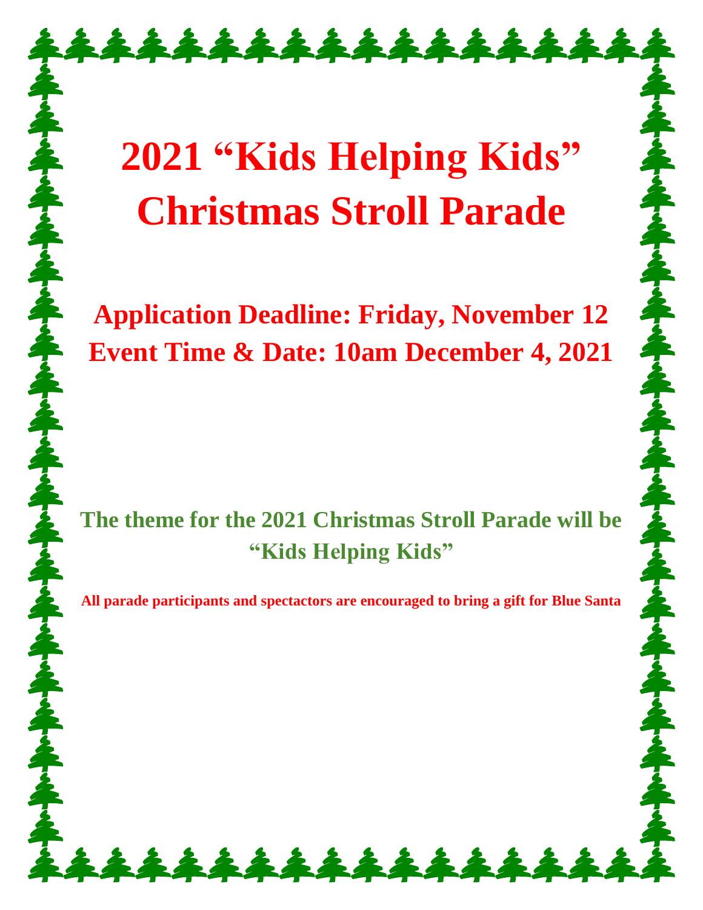# 2021 "Kids Helping Kids" Christmas Stroll Parade

**Application Deadline: Friday, November 12**
**Event Time & Date: 10am December 4, 2021**

**The theme for the 2021 Christmas Stroll Parade will be "Kids Helping Kids"**

**All parade participants and spectactors are encouraged to bring a gift for Blue Santa**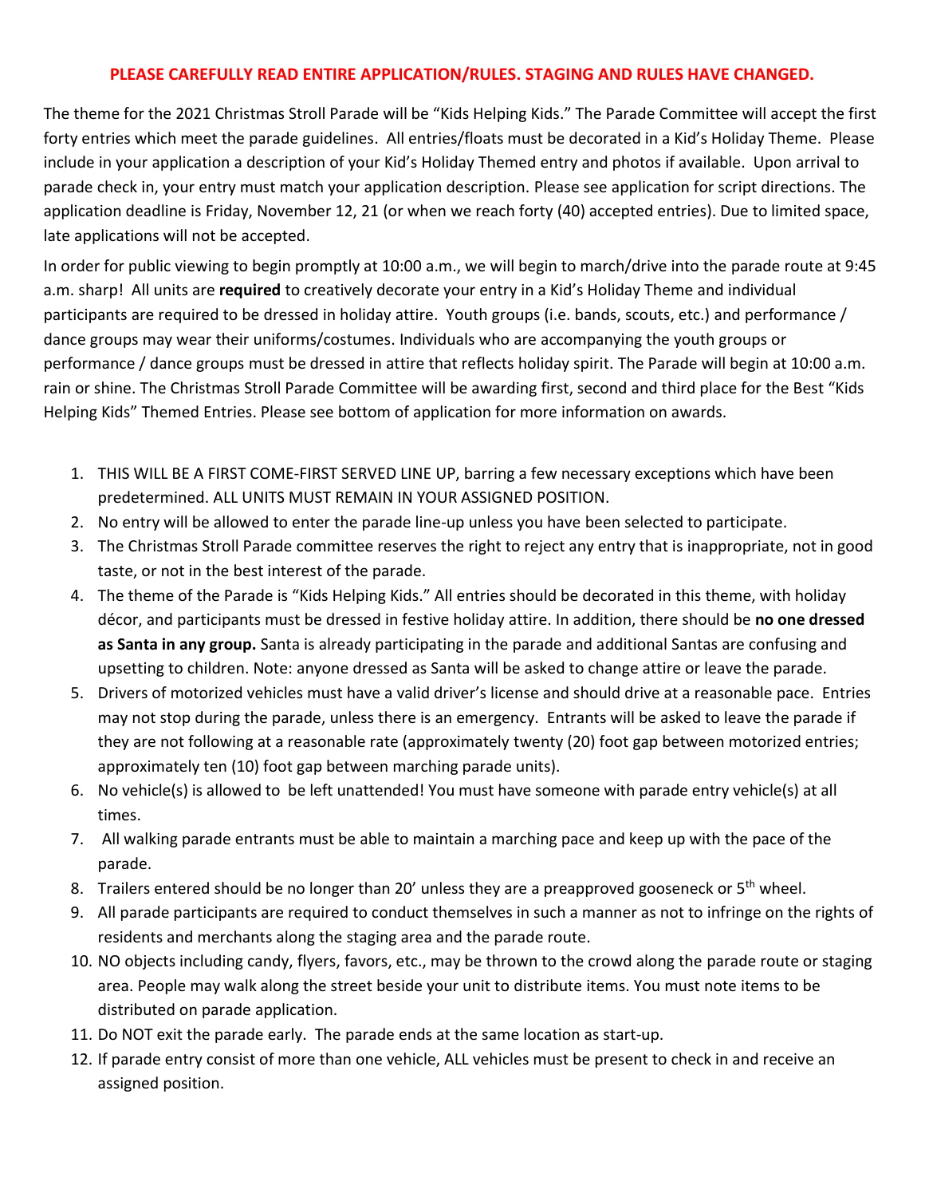**PLEASE CAREFULLY READ ENTIRE APPLICATION/RULES. STAGING AND RULES HAVE CHANGED.**

The theme for the 2021 Christmas Stroll Parade will be "Kids Helping Kids." The Parade Committee will accept the first forty entries which meet the parade guidelines. All entries/floats must be decorated in a Kid's Holiday Theme. Please include in your application a description of your Kid's Holiday Themed entry and photos if available. Upon arrival to parade check in, your entry must match your application description. Please see application for script directions. The application deadline is Friday, November 12, 21 (or when we reach forty (40) accepted entries). Due to limited space, late applications will not be accepted.

In order for public viewing to begin promptly at 10:00 a.m., we will begin to march/drive into the parade route at 9:45 a.m. sharp! All units are **required** to creatively decorate your entry in a Kid's Holiday Theme and individual participants are required to be dressed in holiday attire. Youth groups (i.e. bands, scouts, etc.) and performance / dance groups may wear their uniforms/costumes. Individuals who are accompanying the youth groups or performance / dance groups must be dressed in attire that reflects holiday spirit. The Parade will begin at 10:00 a.m. rain or shine. The Christmas Stroll Parade Committee will be awarding first, second and third place for the Best "Kids Helping Kids" Themed Entries. Please see bottom of application for more information on awards.

1. THIS WILL BE A FIRST COME-FIRST SERVED LINE UP, barring a few necessary exceptions which have been predetermined. ALL UNITS MUST REMAIN IN YOUR ASSIGNED POSITION.
2. No entry will be allowed to enter the parade line-up unless you have been selected to participate.
3. The Christmas Stroll Parade committee reserves the right to reject any entry that is inappropriate, not in good taste, or not in the best interest of the parade.
4. The theme of the Parade is "Kids Helping Kids." All entries should be decorated in this theme, with holiday décor, and participants must be dressed in festive holiday attire. In addition, there should be **no one dressed as Santa in any group.** Santa is already participating in the parade and additional Santas are confusing and upsetting to children. Note: anyone dressed as Santa will be asked to change attire or leave the parade.
5. Drivers of motorized vehicles must have a valid driver's license and should drive at a reasonable pace. Entries may not stop during the parade, unless there is an emergency. Entrants will be asked to leave the parade if they are not following at a reasonable rate (approximately twenty (20) foot gap between motorized entries; approximately ten (10) foot gap between marching parade units).
6. No vehicle(s) is allowed to be left unattended! You must have someone with parade entry vehicle(s) at all times.
7. All walking parade entrants must be able to maintain a marching pace and keep up with the pace of the parade.
8. Trailers entered should be no longer than 20' unless they are a preapproved gooseneck or 5$^{th}$ wheel.
9. All parade participants are required to conduct themselves in such a manner as not to infringe on the rights of residents and merchants along the staging area and the parade route.
10. NO objects including candy, flyers, favors, etc., may be thrown to the crowd along the parade route or staging area. People may walk along the street beside your unit to distribute items. You must note items to be distributed on parade application.
11. Do NOT exit the parade early. The parade ends at the same location as start-up.
12. If parade entry consist of more than one vehicle, ALL vehicles must be present to check in and receive an assigned position.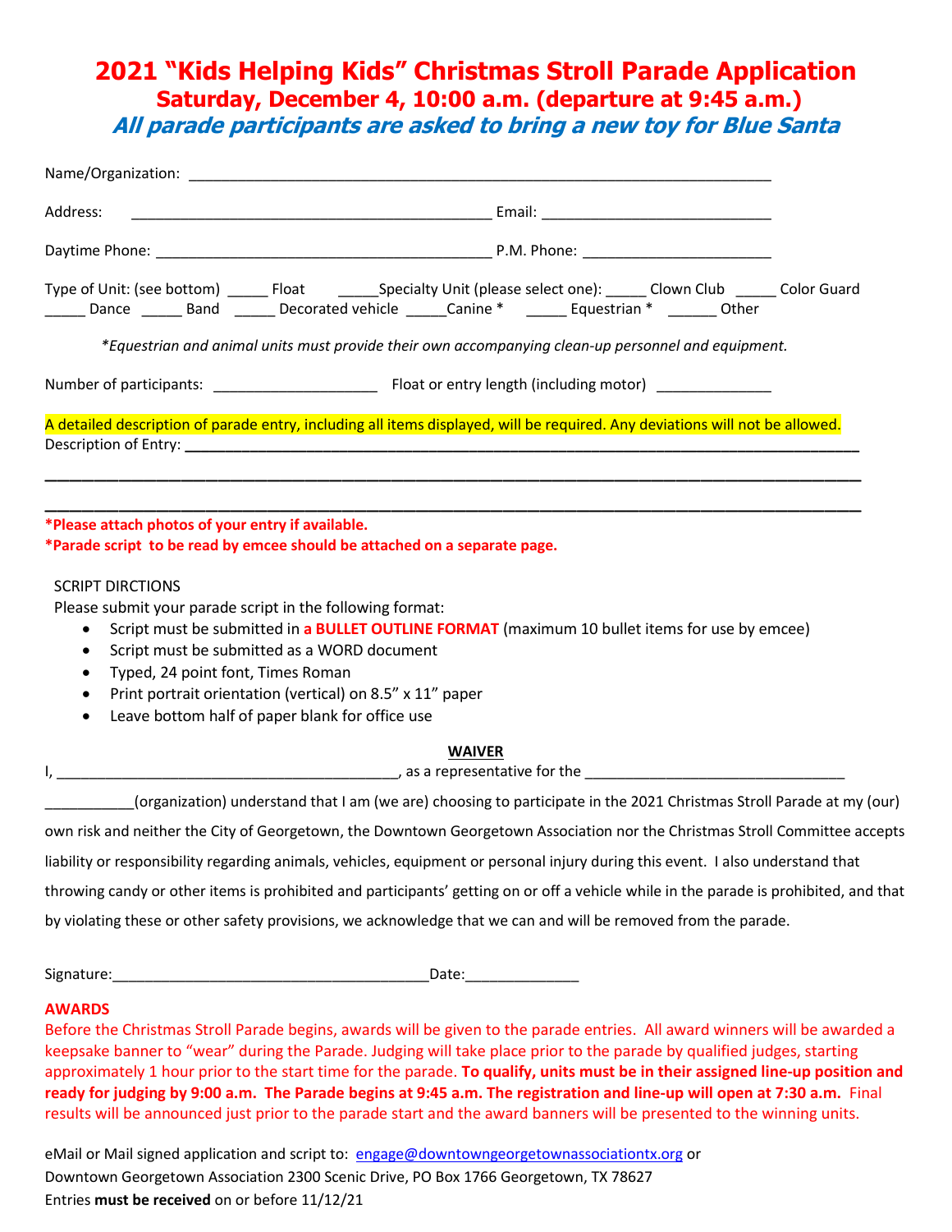# 2021 "Kids Helping Kids" Christmas Stroll Parade Application

## Saturday, December 4, 10:00 a.m. (departure at 9:45 a.m.)

### *All parade participants are asked to bring a new toy for Blue Santa*

Name/Organization: ________________________________________________________________________

Address: ____________________________________________ Email: ____________________________

Daytime Phone: ______________________________________ P.M. Phone: _______________________

Type of Unit: (see bottom) _____ Float _____Specialty Unit (please select one): _____ Clown Club _____ Color Guard _____ Dance _____ Band _____ Decorated vehicle _____Canine * _____ Equestrian * ______ Other

*\*Equestrian and animal units must provide their own accompanying clean-up personnel and equipment.*

Number of participants: ____________________ Float or entry length (including motor) ______________

A detailed description of parade entry, including all items displayed, will be required. Any deviations will not be allowed.

Description of Entry: ______________________________________________________________________

______________________________________________________________________________________

______________________________________________________________________________________

**\*Please attach photos of your entry if available.**
**\*Parade script to be read by emcee should be attached on a separate page.**

SCRIPT DIRCTIONS

Please submit your parade script in the following format:

- Script must be submitted in **a BULLET OUTLINE FORMAT** (maximum 10 bullet items for use by emcee)
- Script must be submitted as a WORD document
- Typed, 24 point font, Times Roman
- Print portrait orientation (vertical) on 8.5" x 11" paper
- Leave bottom half of paper blank for office use

## WAIVER

I, __________________________________________, as a representative for the _______________________________ ___________(organization) understand that I am (we are) choosing to participate in the 2021 Christmas Stroll Parade at my (our) own risk and neither the City of Georgetown, the Downtown Georgetown Association nor the Christmas Stroll Committee accepts liability or responsibility regarding animals, vehicles, equipment or personal injury during this event. I also understand that throwing candy or other items is prohibited and participants' getting on or off a vehicle while in the parade is prohibited, and that by violating these or other safety provisions, we acknowledge that we can and will be removed from the parade.

Signature:_______________________________________Date:_____________

**AWARDS**

Before the Christmas Stroll Parade begins, awards will be given to the parade entries. All award winners will be awarded a keepsake banner to "wear" during the Parade. Judging will take place prior to the parade by qualified judges, starting approximately 1 hour prior to the start time for the parade. **To qualify, units must be in their assigned line-up position and ready for judging by 9:00 a.m. The Parade begins at 9:45 a.m. The registration and line-up will open at 7:30 a.m.** Final results will be announced just prior to the parade start and the award banners will be presented to the winning units.

eMail or Mail signed application and script to: engage@downtowngeorgetownassociationtx.org or
Downtown Georgetown Association 2300 Scenic Drive, PO Box 1766 Georgetown, TX 78627
Entries **must be received** on or before 11/12/21